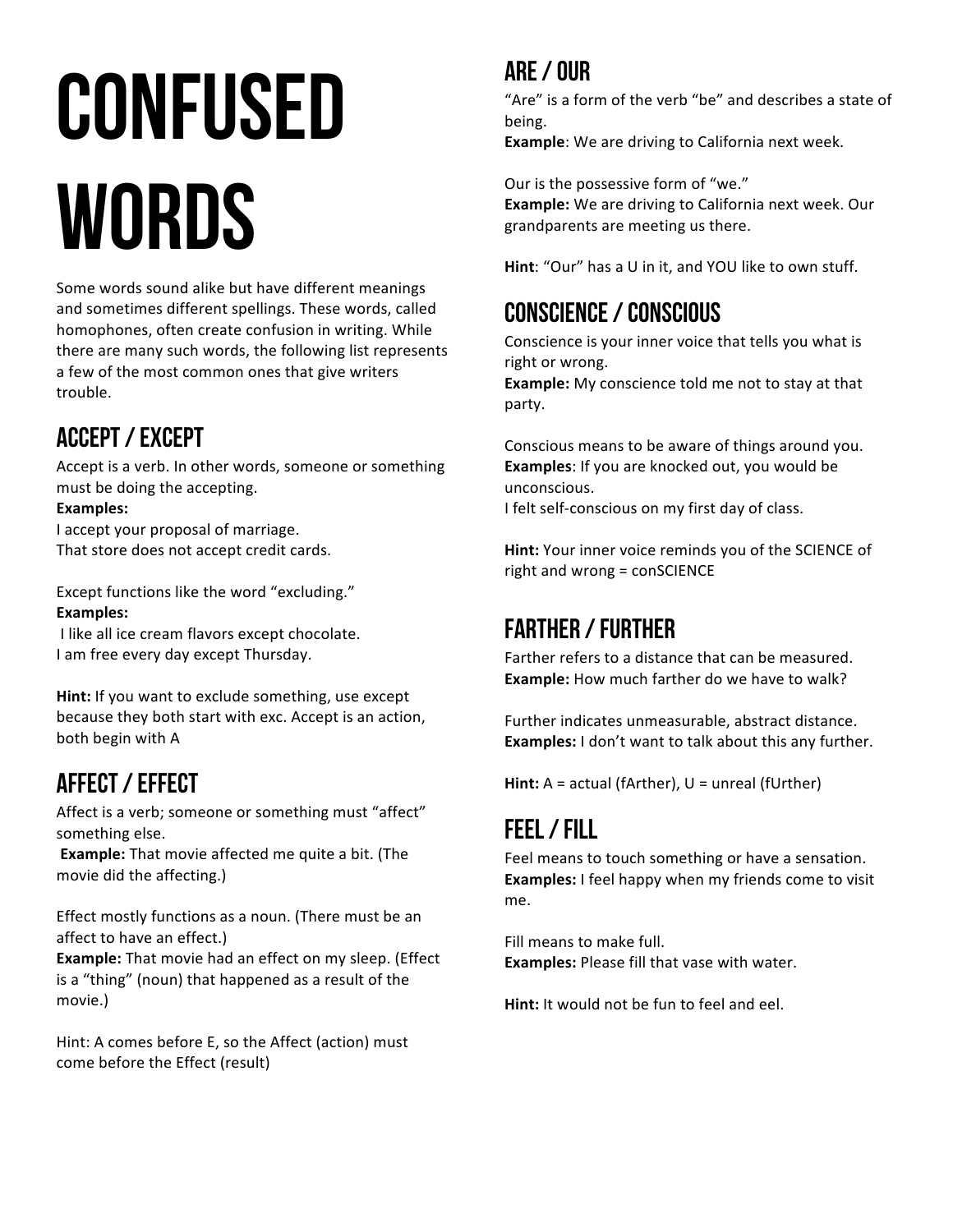# CONFUSED WORDS

Some words sound alike but have different meanings and sometimes different spellings. These words, called homophones, often create confusion in writing. While there are many such words, the following list represents a few of the most common ones that give writers trouble.

## ACCEPT / EXCEPT

Accept is a verb. In other words, someone or something must be doing the accepting.

**Examples:**

I accept your proposal of marriage.

That store does not accept credit cards.

Except functions like the word "excluding."

**Examples:**

I like all ice cream flavors except chocolate.

I am free every day except Thursday.

**Hint:** If you want to exclude something, use except because they both start with exc. Accept is an action, both begin with A

## AFFECT / EFFECT

Affect is a verb; someone or something must "affect" something else.

**Example:** That movie affected me quite a bit. (The movie did the affecting.)

Effect mostly functions as a noun. (There must be an affect to have an effect.)

**Example:** That movie had an effect on my sleep. (Effect is a "thing" (noun) that happened as a result of the movie.)

Hint: A comes before E, so the Affect (action) must come before the Effect (result)

## ARE / OUR

"Are" is a form of the verb "be" and describes a state of being.

**Example**: We are driving to California next week.

Our is the possessive form of "we."

**Example:** We are driving to California next week. Our grandparents are meeting us there.

**Hint**: "Our" has a U in it, and YOU like to own stuff.

## CONSCIENCE / CONSCIOUS

Conscience is your inner voice that tells you what is right or wrong.

**Example:** My conscience told me not to stay at that party.

Conscious means to be aware of things around you.

**Examples**: If you are knocked out, you would be unconscious.

I felt self-conscious on my first day of class.

**Hint:** Your inner voice reminds you of the SCIENCE of right and wrong = conSCIENCE

## FARTHER / FURTHER

Farther refers to a distance that can be measured.

**Example:** How much farther do we have to walk?

Further indicates unmeasurable, abstract distance.

**Examples:** I don't want to talk about this any further.

**Hint:** A = actual (fArther), U = unreal (fUrther)

## FEEL / FILL

Feel means to touch something or have a sensation.

**Examples:** I feel happy when my friends come to visit me.

Fill means to make full.

**Examples:** Please fill that vase with water.

**Hint:** It would not be fun to feel and eel.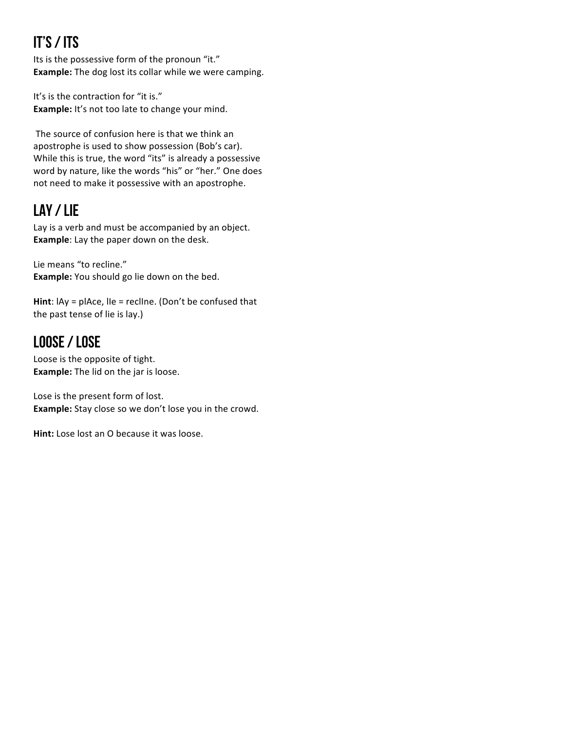## IT'S / ITS

Its is the possessive form of the pronoun "it."
**Example:** The dog lost its collar while we were camping.

It's is the contraction for "it is."
**Example:** It's not too late to change your mind.

The source of confusion here is that we think an apostrophe is used to show possession (Bob's car). While this is true, the word "its" is already a possessive word by nature, like the words "his" or "her." One does not need to make it possessive with an apostrophe.

## LAY / LIE

Lay is a verb and must be accompanied by an object.
**Example**: Lay the paper down on the desk.

Lie means "to recline."
**Example:** You should go lie down on the bed.

**Hint**: lAy = plAce, lIe = reclIne. (Don't be confused that the past tense of lie is lay.)

## LOOSE / LOSE

Loose is the opposite of tight.
**Example:** The lid on the jar is loose.

Lose is the present form of lost.
**Example:** Stay close so we don't lose you in the crowd.

**Hint:** Lose lost an O because it was loose.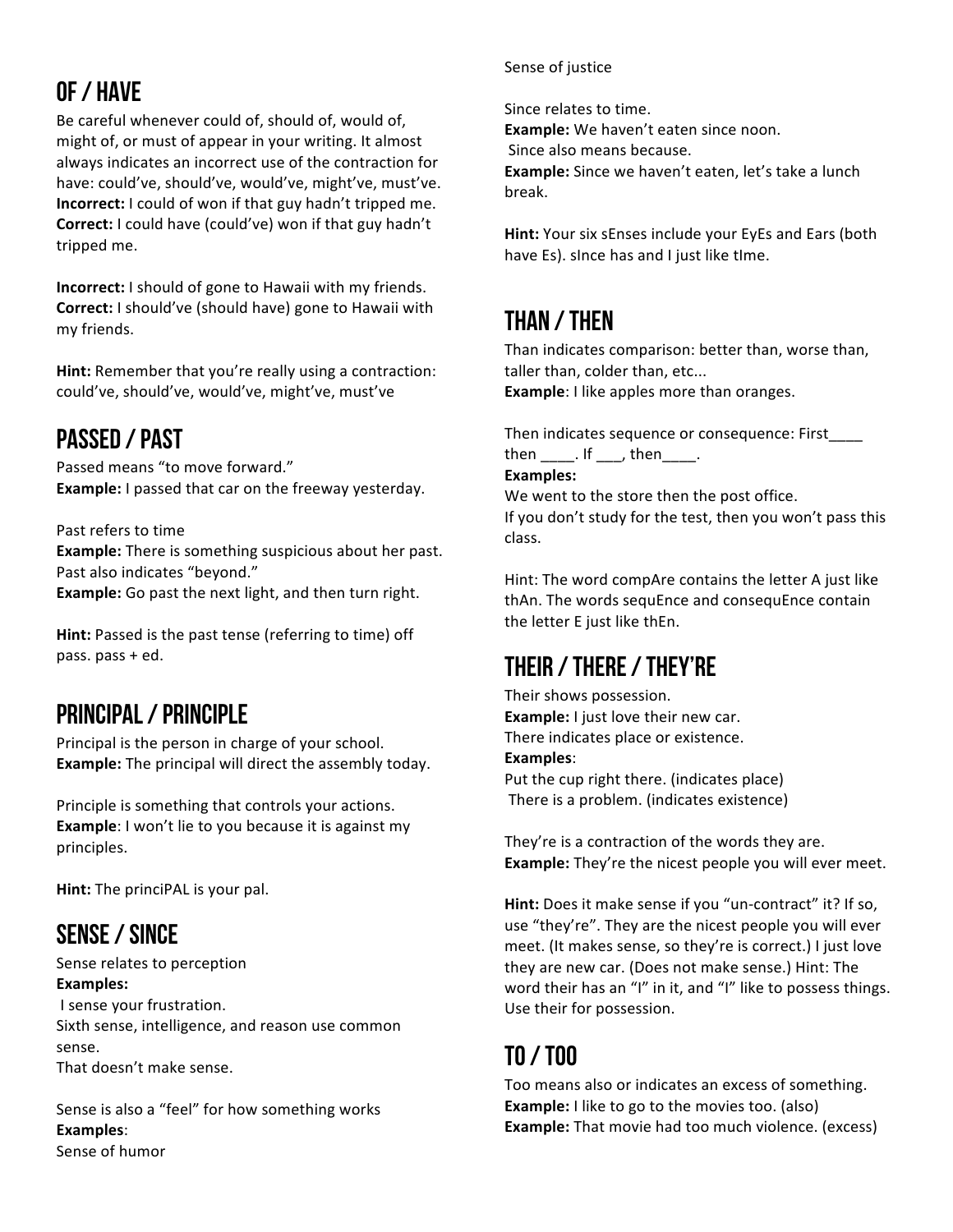## OF / HAVE

Be careful whenever could of, should of, would of, might of, or must of appear in your writing. It almost always indicates an incorrect use of the contraction for have: could've, should've, would've, might've, must've.
**Incorrect:** I could of won if that guy hadn't tripped me.
**Correct:** I could have (could've) won if that guy hadn't tripped me.

**Incorrect:** I should of gone to Hawaii with my friends.
**Correct:** I should've (should have) gone to Hawaii with my friends.

**Hint:** Remember that you're really using a contraction: could've, should've, would've, might've, must've

## PASSED / PAST

Passed means "to move forward."
**Example:** I passed that car on the freeway yesterday.

Past refers to time
**Example:** There is something suspicious about her past.
Past also indicates "beyond."
**Example:** Go past the next light, and then turn right.

**Hint:** Passed is the past tense (referring to time) off pass. pass + ed.

## PRINCIPAL / PRINCIPLE

Principal is the person in charge of your school.
**Example:** The principal will direct the assembly today.

Principle is something that controls your actions.
**Example**: I won't lie to you because it is against my principles.

**Hint:** The princiPAL is your pal.

## SENSE / SINCE

Sense relates to perception
**Examples:**
I sense your frustration.
Sixth sense, intelligence, and reason use common sense.
That doesn't make sense.

Sense is also a "feel" for how something works
**Examples**:
Sense of humor
Sense of justice

Since relates to time.
**Example:** We haven't eaten since noon.
Since also means because.
**Example:** Since we haven't eaten, let's take a lunch break.

**Hint:** Your six sEnses include your EyEs and Ears (both have Es). sInce has and I just like tIme.

## THAN / THEN

Than indicates comparison: better than, worse than, taller than, colder than, etc...
**Example**: I like apples more than oranges.

Then indicates sequence or consequence: First____ then ____. If ___, then____.
**Examples:**
We went to the store then the post office.
If you don't study for the test, then you won't pass this class.

Hint: The word compAre contains the letter A just like thAn. The words sequEnce and consequEnce contain the letter E just like thEn.

## THEIR / THERE / THEY'RE

Their shows possession.
**Example:** I just love their new car.
There indicates place or existence.
**Examples**:
Put the cup right there. (indicates place)
There is a problem. (indicates existence)

They're is a contraction of the words they are.
**Example:** They're the nicest people you will ever meet.

**Hint:** Does it make sense if you "un-contract" it? If so, use "they're". They are the nicest people you will ever meet. (It makes sense, so they're is correct.) I just love they are new car. (Does not make sense.) Hint: The word their has an "I" in it, and "I" like to possess things. Use their for possession.

## TO / TOO

Too means also or indicates an excess of something.
**Example:** I like to go to the movies too. (also)
**Example:** That movie had too much violence. (excess)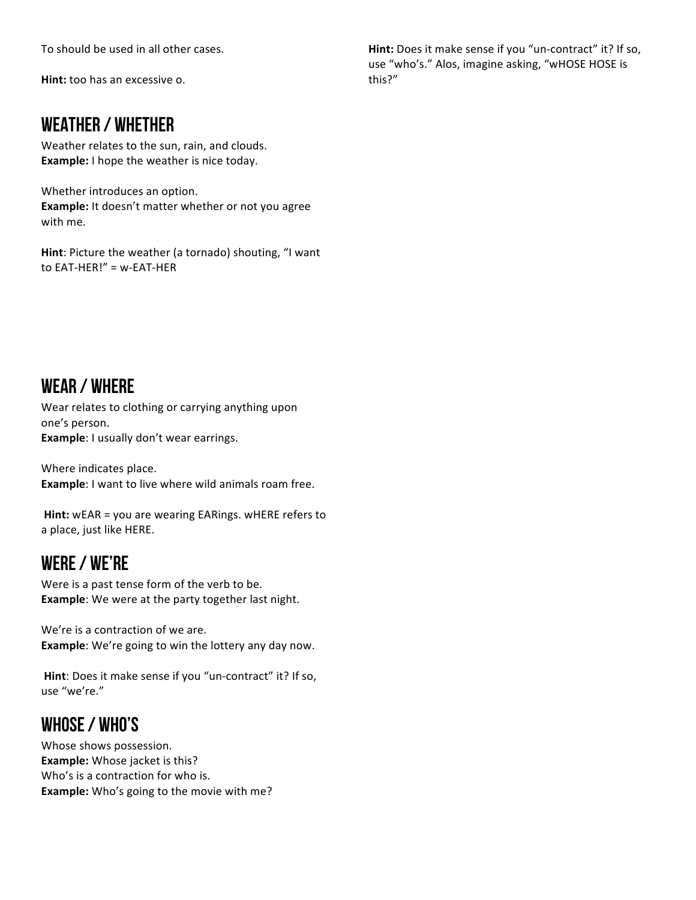To should be used in all other cases.

**Hint:** too has an excessive o.

## Weather / Whether

Weather relates to the sun, rain, and clouds.
**Example:** I hope the weather is nice today.

Whether introduces an option.
**Example:** It doesn't matter whether or not you agree with me.

**Hint**: Picture the weather (a tornado) shouting, "I want to EAT-HER!" = w-EAT-HER

## Wear / Where

Wear relates to clothing or carrying anything upon one's person.
**Example**: I usually don't wear earrings.

Where indicates place.
**Example**: I want to live where wild animals roam free.

**Hint:** wEAR = you are wearing EARings. wHERE refers to a place, just like HERE.

## Were / We're

Were is a past tense form of the verb to be.
**Example**: We were at the party together last night.

We're is a contraction of we are.
**Example**: We're going to win the lottery any day now.

**Hint**: Does it make sense if you "un-contract" it? If so, use "we're."

## Whose / Who's

Whose shows possession.
**Example:** Whose jacket is this?
Who's is a contraction for who is.
**Example:** Who's going to the movie with me?

**Hint:** Does it make sense if you "un-contract" it? If so, use "who's." Alos, imagine asking, "wHOSE HOSE is this?"